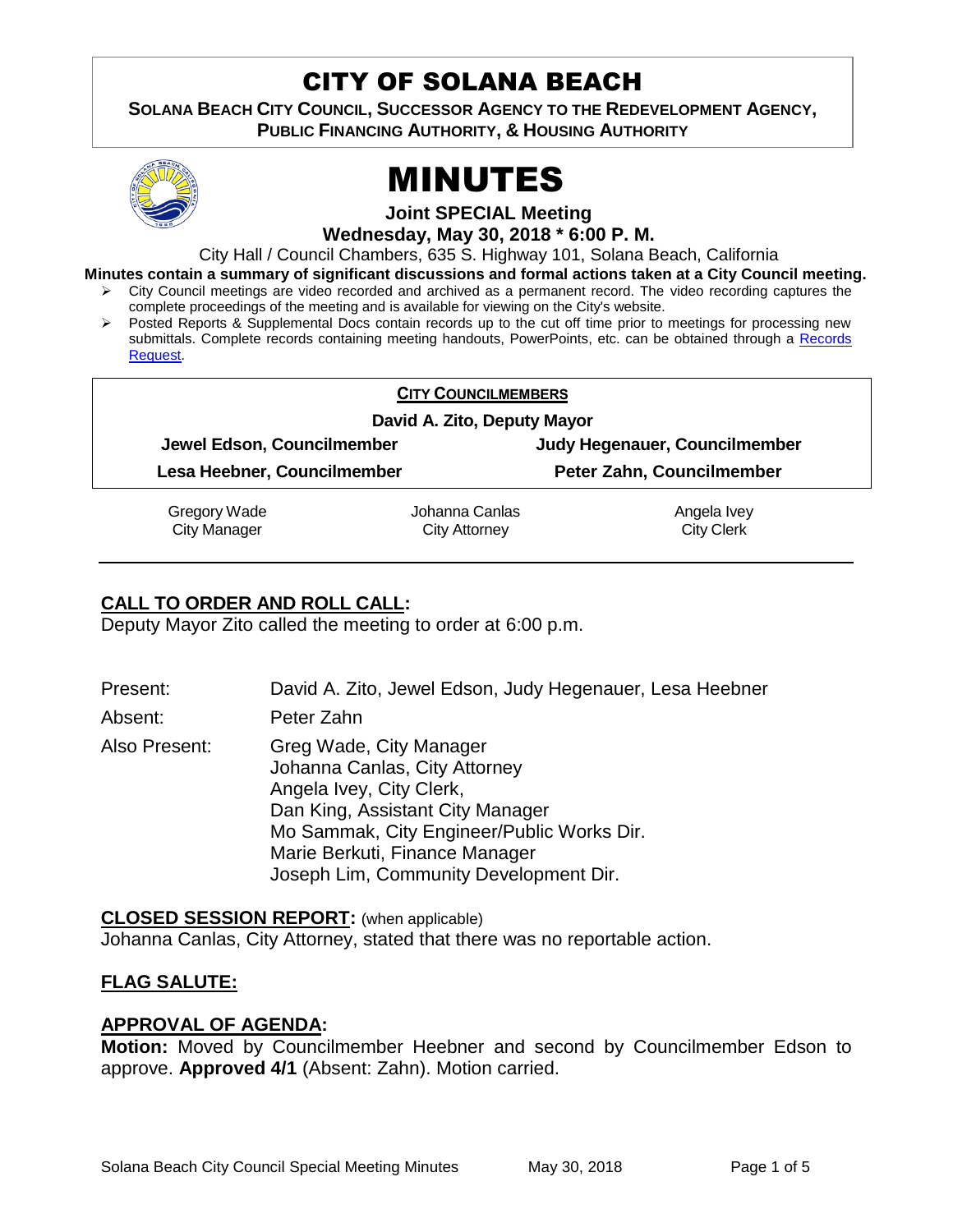# CITY OF SOLANA BEACH

**SOLANA BEACH CITY COUNCIL, SUCCESSOR AGENCY TO THE REDEVELOPMENT AGENCY, PUBLIC FINANCING AUTHORITY, & HOUSING AUTHORITY**

# MINUTES

**Joint SPECIAL Meeting**

**Wednesday, May 30, 2018 * 6:00 P. M.**

City Hall / Council Chambers, 635 S. Highway 101, Solana Beach, California

**Minutes contain a summary of significant discussions and formal actions taken at a City Council meeting.**

- City Council meetings are video recorded and archived as a permanent record. The video recording captures the complete proceedings of the meeting and is available for viewing on the City's website.
- Posted Reports & Supplemental Docs contain records up to the cut off time prior to meetings for processing new submittals. Complete records containing meeting handouts, PowerPoints, etc. can be obtained through a Records Request.

**CITY COUNCILMEMBERS**

**David A. Zito, Deputy Mayor**

| | |
|---|---|
| **Jewel Edson, Councilmember** | **Judy Hegenauer, Councilmember** |
| **Lesa Heebner, Councilmember** | **Peter Zahn, Councilmember** |

| | | |
|---|---|---|
| Gregory Wade<br>City Manager | Johanna Canlas<br>City Attorney | Angela Ivey<br>City Clerk |

## CALL TO ORDER AND ROLL CALL:

Deputy Mayor Zito called the meeting to order at 6:00 p.m.

Present: David A. Zito, Jewel Edson, Judy Hegenauer, Lesa Heebner

Absent: Peter Zahn

Also Present: Greg Wade, City Manager
Johanna Canlas, City Attorney
Angela Ivey, City Clerk,
Dan King, Assistant City Manager
Mo Sammak, City Engineer/Public Works Dir.
Marie Berkuti, Finance Manager
Joseph Lim, Community Development Dir.

## CLOSED SESSION REPORT: (when applicable)

Johanna Canlas, City Attorney, stated that there was no reportable action.

## FLAG SALUTE:

## APPROVAL OF AGENDA:

**Motion:** Moved by Councilmember Heebner and second by Councilmember Edson to approve. **Approved 4/1** (Absent: Zahn). Motion carried.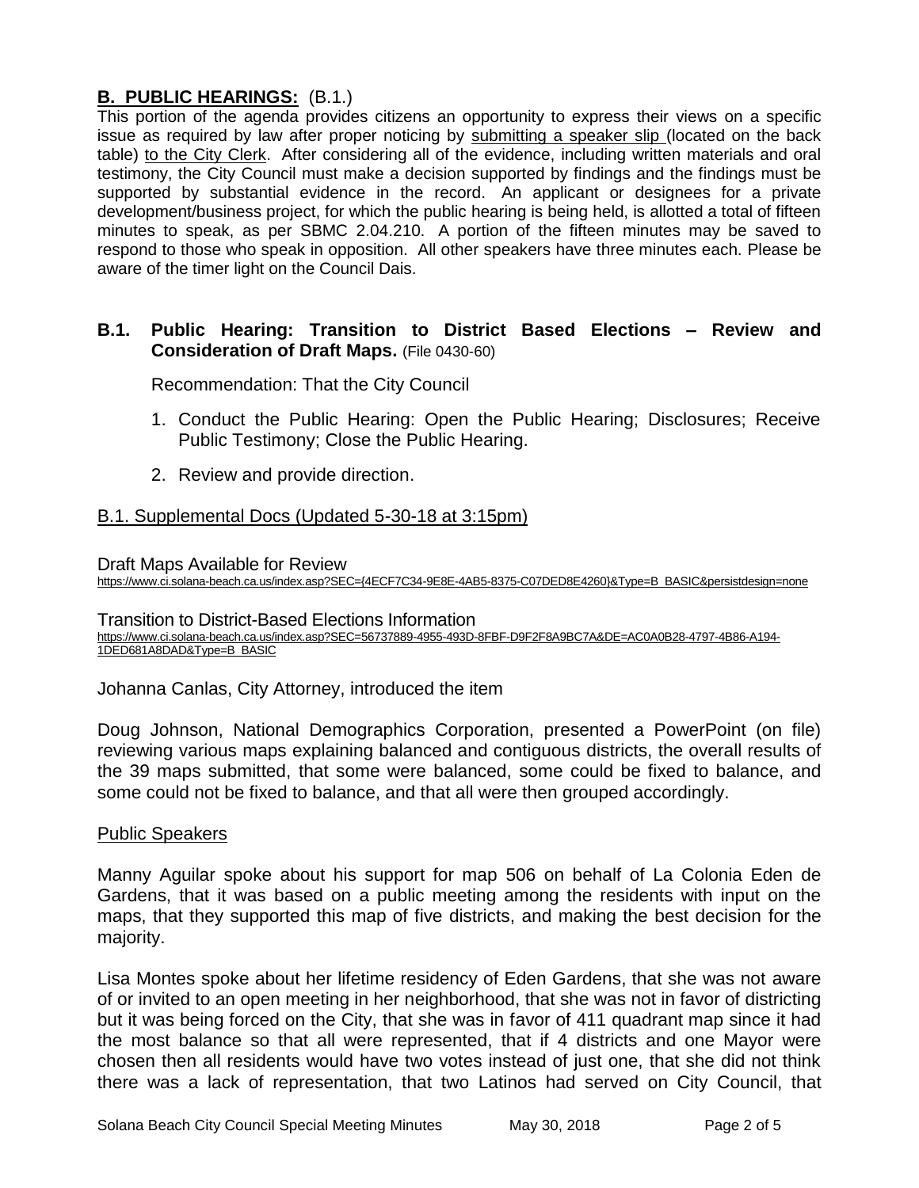## **B. PUBLIC HEARINGS:** (B.1.)

This portion of the agenda provides citizens an opportunity to express their views on a specific issue as required by law after proper noticing by submitting a speaker slip (located on the back table) to the City Clerk. After considering all of the evidence, including written materials and oral testimony, the City Council must make a decision supported by findings and the findings must be supported by substantial evidence in the record. An applicant or designees for a private development/business project, for which the public hearing is being held, is allotted a total of fifteen minutes to speak, as per SBMC 2.04.210. A portion of the fifteen minutes may be saved to respond to those who speak in opposition. All other speakers have three minutes each. Please be aware of the timer light on the Council Dais.

### **B.1. Public Hearing: Transition to District Based Elections – Review and Consideration of Draft Maps.** (File 0430-60)

Recommendation: That the City Council

1. Conduct the Public Hearing: Open the Public Hearing; Disclosures; Receive Public Testimony; Close the Public Hearing.
2. Review and provide direction.

B.1. Supplemental Docs (Updated 5-30-18 at 3:15pm)

Draft Maps Available for Review
https://www.ci.solana-beach.ca.us/index.asp?SEC={4ECF7C34-9E8E-4AB5-8375-C07DED8E4260}&Type=B_BASIC&persistdesign=none

Transition to District-Based Elections Information
https://www.ci.solana-beach.ca.us/index.asp?SEC=56737889-4955-493D-8FBF-D9F2F8A9BC7A&DE=AC0A0B28-4797-4B86-A194-1DED681A8DAD&Type=B_BASIC

Johanna Canlas, City Attorney, introduced the item

Doug Johnson, National Demographics Corporation, presented a PowerPoint (on file) reviewing various maps explaining balanced and contiguous districts, the overall results of the 39 maps submitted, that some were balanced, some could be fixed to balance, and some could not be fixed to balance, and that all were then grouped accordingly.

Public Speakers

Manny Aguilar spoke about his support for map 506 on behalf of La Colonia Eden de Gardens, that it was based on a public meeting among the residents with input on the maps, that they supported this map of five districts, and making the best decision for the majority.

Lisa Montes spoke about her lifetime residency of Eden Gardens, that she was not aware of or invited to an open meeting in her neighborhood, that she was not in favor of districting but it was being forced on the City, that she was in favor of 411 quadrant map since it had the most balance so that all were represented, that if 4 districts and one Mayor were chosen then all residents would have two votes instead of just one, that she did not think there was a lack of representation, that two Latinos had served on City Council, that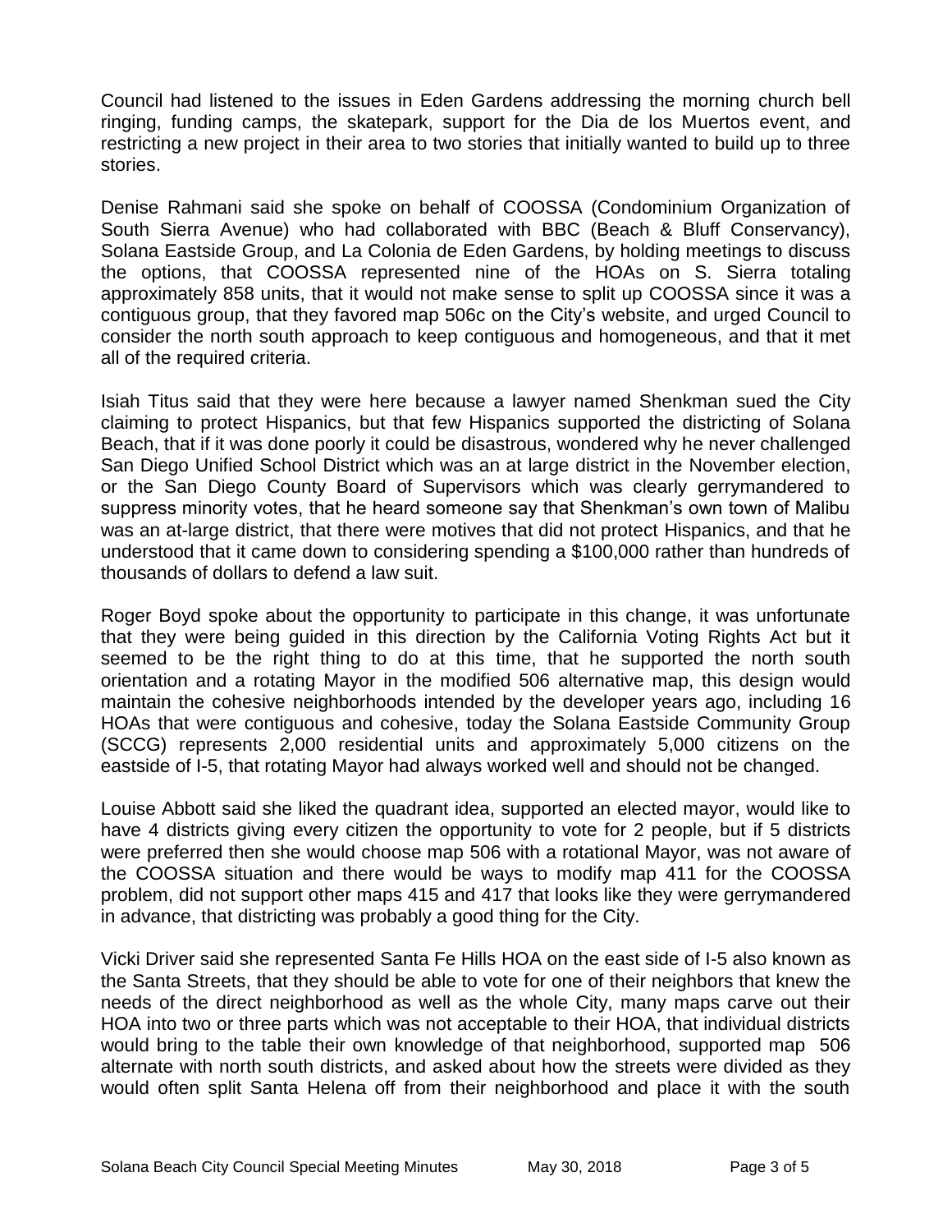Council had listened to the issues in Eden Gardens addressing the morning church bell ringing, funding camps, the skatepark, support for the Dia de los Muertos event, and restricting a new project in their area to two stories that initially wanted to build up to three stories.

Denise Rahmani said she spoke on behalf of COOSSA (Condominium Organization of South Sierra Avenue) who had collaborated with BBC (Beach & Bluff Conservancy), Solana Eastside Group, and La Colonia de Eden Gardens, by holding meetings to discuss the options, that COOSSA represented nine of the HOAs on S. Sierra totaling approximately 858 units, that it would not make sense to split up COOSSA since it was a contiguous group, that they favored map 506c on the City's website, and urged Council to consider the north south approach to keep contiguous and homogeneous, and that it met all of the required criteria.

Isiah Titus said that they were here because a lawyer named Shenkman sued the City claiming to protect Hispanics, but that few Hispanics supported the districting of Solana Beach, that if it was done poorly it could be disastrous, wondered why he never challenged San Diego Unified School District which was an at large district in the November election, or the San Diego County Board of Supervisors which was clearly gerrymandered to suppress minority votes, that he heard someone say that Shenkman's own town of Malibu was an at-large district, that there were motives that did not protect Hispanics, and that he understood that it came down to considering spending a $100,000 rather than hundreds of thousands of dollars to defend a law suit.

Roger Boyd spoke about the opportunity to participate in this change, it was unfortunate that they were being guided in this direction by the California Voting Rights Act but it seemed to be the right thing to do at this time, that he supported the north south orientation and a rotating Mayor in the modified 506 alternative map, this design would maintain the cohesive neighborhoods intended by the developer years ago, including 16 HOAs that were contiguous and cohesive, today the Solana Eastside Community Group (SCCG) represents 2,000 residential units and approximately 5,000 citizens on the eastside of I-5, that rotating Mayor had always worked well and should not be changed.

Louise Abbott said she liked the quadrant idea, supported an elected mayor, would like to have 4 districts giving every citizen the opportunity to vote for 2 people, but if 5 districts were preferred then she would choose map 506 with a rotational Mayor, was not aware of the COOSSA situation and there would be ways to modify map 411 for the COOSSA problem, did not support other maps 415 and 417 that looks like they were gerrymandered in advance, that districting was probably a good thing for the City.

Vicki Driver said she represented Santa Fe Hills HOA on the east side of I-5 also known as the Santa Streets, that they should be able to vote for one of their neighbors that knew the needs of the direct neighborhood as well as the whole City, many maps carve out their HOA into two or three parts which was not acceptable to their HOA, that individual districts would bring to the table their own knowledge of that neighborhood, supported map 506 alternate with north south districts, and asked about how the streets were divided as they would often split Santa Helena off from their neighborhood and place it with the south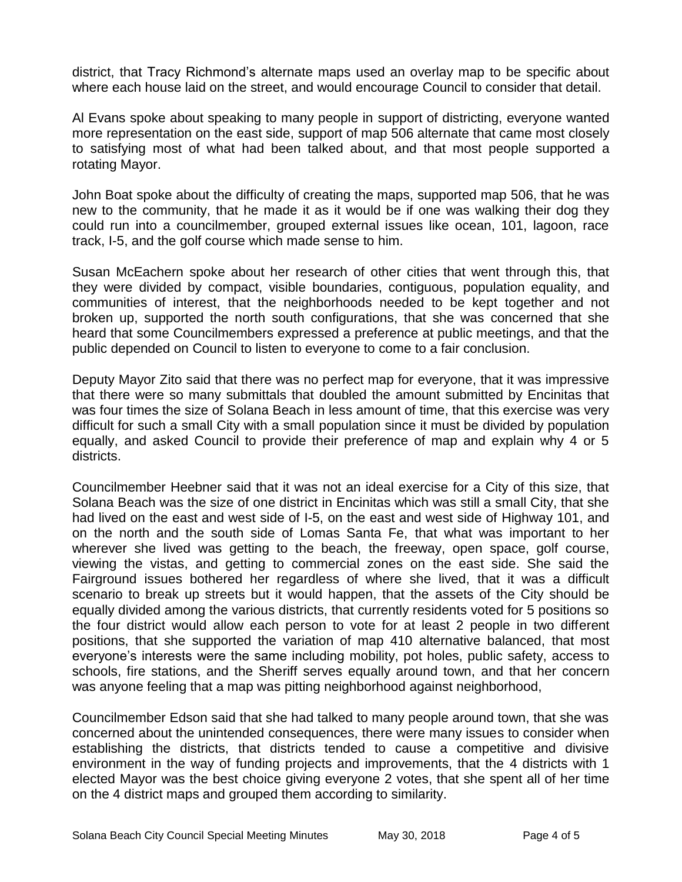district, that Tracy Richmond's alternate maps used an overlay map to be specific about where each house laid on the street, and would encourage Council to consider that detail.

Al Evans spoke about speaking to many people in support of districting, everyone wanted more representation on the east side, support of map 506 alternate that came most closely to satisfying most of what had been talked about, and that most people supported a rotating Mayor.

John Boat spoke about the difficulty of creating the maps, supported map 506, that he was new to the community, that he made it as it would be if one was walking their dog they could run into a councilmember, grouped external issues like ocean, 101, lagoon, race track, I-5, and the golf course which made sense to him.

Susan McEachern spoke about her research of other cities that went through this, that they were divided by compact, visible boundaries, contiguous, population equality, and communities of interest, that the neighborhoods needed to be kept together and not broken up, supported the north south configurations, that she was concerned that she heard that some Councilmembers expressed a preference at public meetings, and that the public depended on Council to listen to everyone to come to a fair conclusion.

Deputy Mayor Zito said that there was no perfect map for everyone, that it was impressive that there were so many submittals that doubled the amount submitted by Encinitas that was four times the size of Solana Beach in less amount of time, that this exercise was very difficult for such a small City with a small population since it must be divided by population equally, and asked Council to provide their preference of map and explain why 4 or 5 districts.

Councilmember Heebner said that it was not an ideal exercise for a City of this size, that Solana Beach was the size of one district in Encinitas which was still a small City, that she had lived on the east and west side of I-5, on the east and west side of Highway 101, and on the north and the south side of Lomas Santa Fe, that what was important to her wherever she lived was getting to the beach, the freeway, open space, golf course, viewing the vistas, and getting to commercial zones on the east side. She said the Fairground issues bothered her regardless of where she lived, that it was a difficult scenario to break up streets but it would happen, that the assets of the City should be equally divided among the various districts, that currently residents voted for 5 positions so the four district would allow each person to vote for at least 2 people in two different positions, that she supported the variation of map 410 alternative balanced, that most everyone's interests were the same including mobility, pot holes, public safety, access to schools, fire stations, and the Sheriff serves equally around town, and that her concern was anyone feeling that a map was pitting neighborhood against neighborhood,

Councilmember Edson said that she had talked to many people around town, that she was concerned about the unintended consequences, there were many issues to consider when establishing the districts, that districts tended to cause a competitive and divisive environment in the way of funding projects and improvements, that the 4 districts with 1 elected Mayor was the best choice giving everyone 2 votes, that she spent all of her time on the 4 district maps and grouped them according to similarity.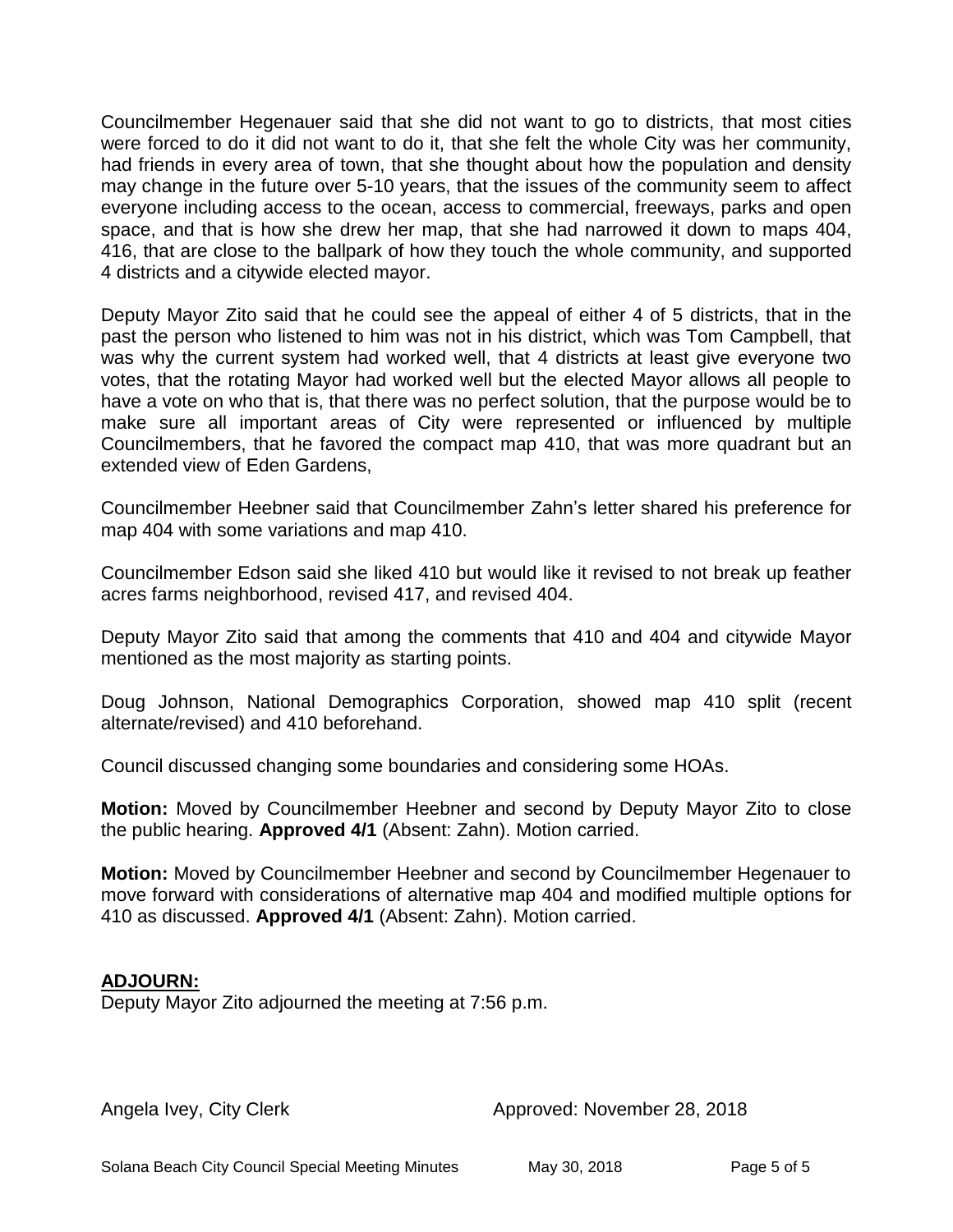Councilmember Hegenauer said that she did not want to go to districts, that most cities were forced to do it did not want to do it, that she felt the whole City was her community, had friends in every area of town, that she thought about how the population and density may change in the future over 5-10 years, that the issues of the community seem to affect everyone including access to the ocean, access to commercial, freeways, parks and open space, and that is how she drew her map, that she had narrowed it down to maps 404, 416, that are close to the ballpark of how they touch the whole community, and supported 4 districts and a citywide elected mayor.

Deputy Mayor Zito said that he could see the appeal of either 4 of 5 districts, that in the past the person who listened to him was not in his district, which was Tom Campbell, that was why the current system had worked well, that 4 districts at least give everyone two votes, that the rotating Mayor had worked well but the elected Mayor allows all people to have a vote on who that is, that there was no perfect solution, that the purpose would be to make sure all important areas of City were represented or influenced by multiple Councilmembers, that he favored the compact map 410, that was more quadrant but an extended view of Eden Gardens,

Councilmember Heebner said that Councilmember Zahn's letter shared his preference for map 404 with some variations and map 410.

Councilmember Edson said she liked 410 but would like it revised to not break up feather acres farms neighborhood, revised 417, and revised 404.

Deputy Mayor Zito said that among the comments that 410 and 404 and citywide Mayor mentioned as the most majority as starting points.

Doug Johnson, National Demographics Corporation, showed map 410 split (recent alternate/revised) and 410 beforehand.

Council discussed changing some boundaries and considering some HOAs.

**Motion:** Moved by Councilmember Heebner and second by Deputy Mayor Zito to close the public hearing. **Approved 4/1** (Absent: Zahn). Motion carried.

**Motion:** Moved by Councilmember Heebner and second by Councilmember Hegenauer to move forward with considerations of alternative map 404 and modified multiple options for 410 as discussed. **Approved 4/1** (Absent: Zahn). Motion carried.

## ADJOURN:

Deputy Mayor Zito adjourned the meeting at 7:56 p.m.

Angela Ivey, City Clerk

Approved: November 28, 2018